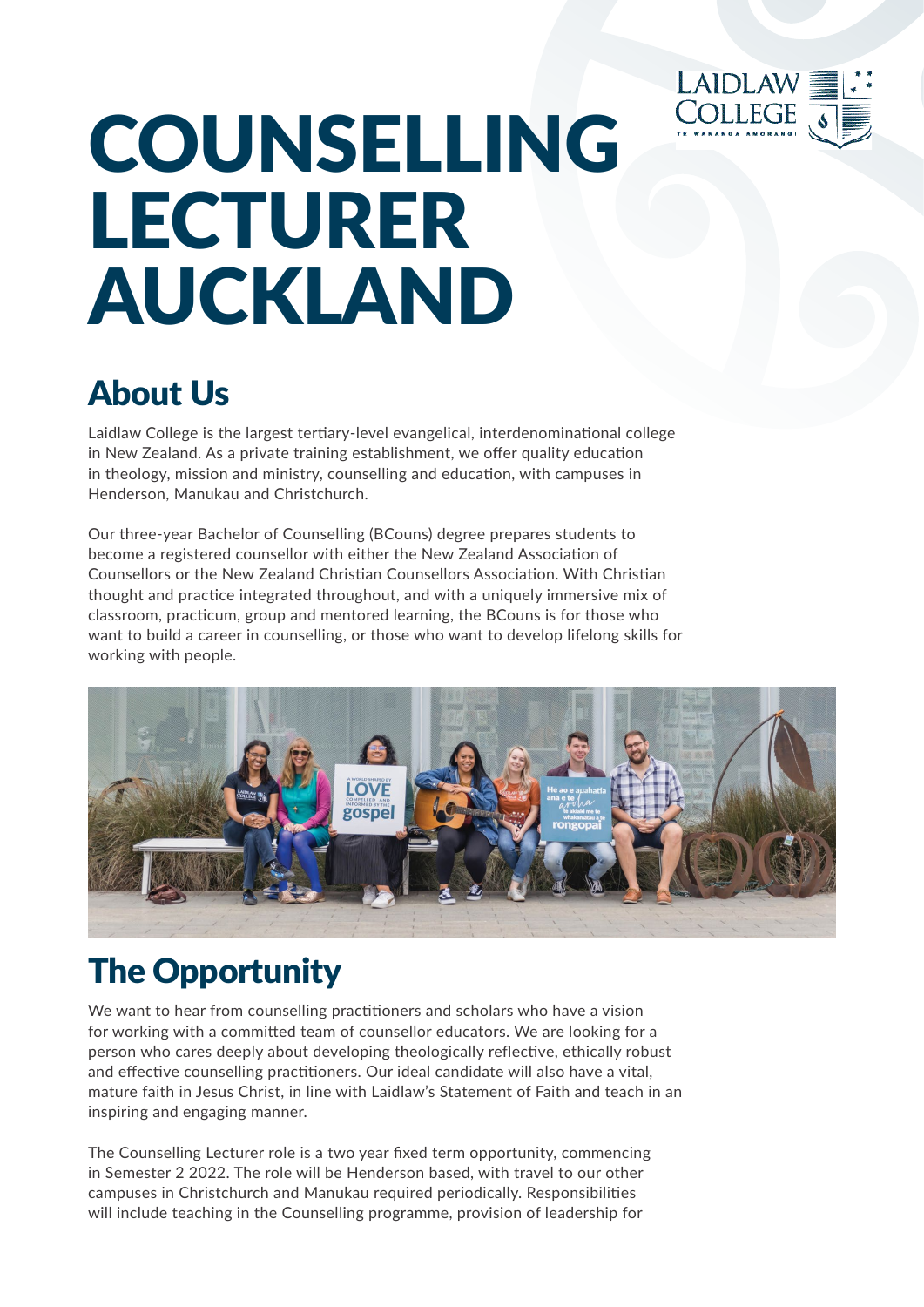# COUNSELLING LECTURER AUCKLAND

## About Us

Laidlaw College is the largest tertiary-level evangelical, interdenominational college in New Zealand. As a private training establishment, we offer quality education in theology, mission and ministry, counselling and education, with campuses in Henderson, Manukau and Christchurch.

Our three-year Bachelor of Counselling (BCouns) degree prepares students to become a registered counsellor with either the New Zealand Association of Counsellors or the New Zealand Christian Counsellors Association. With Christian thought and practice integrated throughout, and with a uniquely immersive mix of classroom, practicum, group and mentored learning, the BCouns is for those who want to build a career in counselling, or those who want to develop lifelong skills for working with people.

## The Opportunity

We want to hear from counselling practitioners and scholars who have a vision for working with a committed team of counsellor educators. We are looking for a person who cares deeply about developing theologically reflective, ethically robust and effective counselling practitioners. Our ideal candidate will also have a vital, mature faith in Jesus Christ, in line with Laidlaw's Statement of Faith and teach in an inspiring and engaging manner.

The Counselling Lecturer role is a two year fixed term opportunity, commencing in Semester 2 2022. The role will be Henderson based, with travel to our other campuses in Christchurch and Manukau required periodically. Responsibilities will include teaching in the Counselling programme, provision of leadership for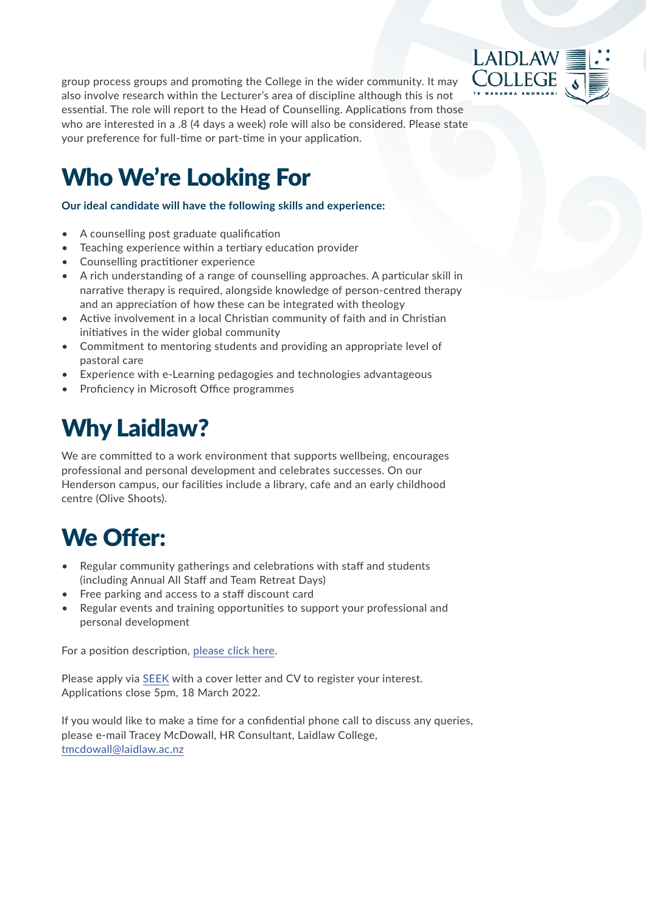group process groups and promoting the College in the wider community. It may also involve research within the Lecturer's area of discipline although this is not essential. The role will report to the Head of Counselling. Applications from those who are interested in a .8 (4 days a week) role will also be considered. Please state your preference for full-time or part-time in your application.

# Who We're Looking For

**Our ideal candidate will have the following skills and experience:**

- A counselling post graduate qualification
- Teaching experience within a tertiary education provider
- Counselling practitioner experience
- A rich understanding of a range of counselling approaches. A particular skill in narrative therapy is required, alongside knowledge of person-centred therapy and an appreciation of how these can be integrated with theology
- Active involvement in a local Christian community of faith and in Christian initiatives in the wider global community
- Commitment to mentoring students and providing an appropriate level of pastoral care
- Experience with e-Learning pedagogies and technologies advantageous
- Proficiency in Microsoft Office programmes

# Why Laidlaw?

We are committed to a work environment that supports wellbeing, encourages professional and personal development and celebrates successes. On our Henderson campus, our facilities include a library, cafe and an early childhood centre (Olive Shoots).

# We Offer:

- Regular community gatherings and celebrations with staff and students (including Annual All Staff and Team Retreat Days)
- Free parking and access to a staff discount card
- Regular events and training opportunities to support your professional and personal development

For a position description, please click here.

Please apply via SEEK with a cover letter and CV to register your interest. Applications close 5pm, 18 March 2022.

If you would like to make a time for a confidential phone call to discuss any queries, please e-mail Tracey McDowall, HR Consultant, Laidlaw College, tmcdowall@laidlaw.ac.nz